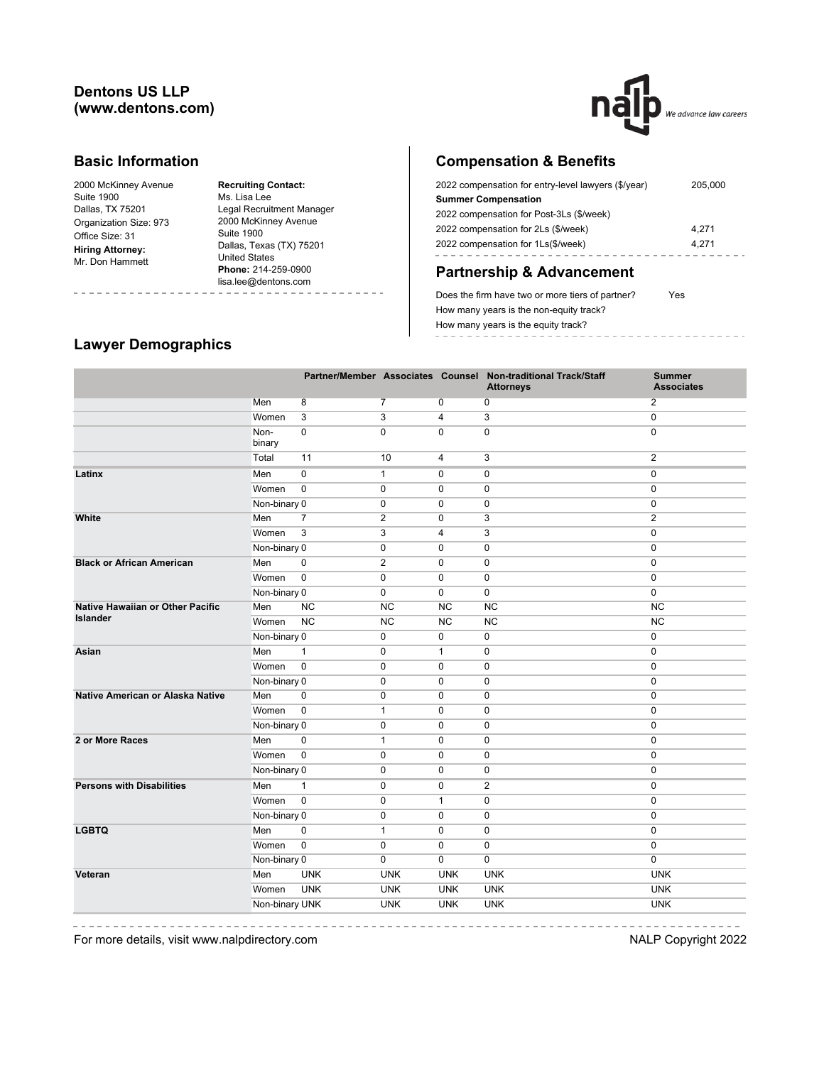# Dentons US LLP (www.dentons.com)

## Basic Information

2000 McKinney Avenue
Suite 1900
Dallas, TX 75201
Organization Size: 973
Office Size: 31

**Hiring Attorney:**
Mr. Don Hammett

**Recruiting Contact:**
Ms. Lisa Lee
Legal Recruitment Manager
2000 McKinney Avenue
Suite 1900
Dallas, Texas (TX) 75201
United States
**Phone:** 214-259-0900
lisa.lee@dentons.com

## Compensation & Benefits

| | |
|---|---|
| 2022 compensation for entry-level lawyers ($/year) | 205,000 |
| **Summer Compensation** | |
| 2022 compensation for Post-3Ls ($/week) | |
| 2022 compensation for 2Ls ($/week) | 4,271 |
| 2022 compensation for 1Ls($/week) | 4,271 |

## Partnership & Advancement

| | |
|---|---|
| Does the firm have two or more tiers of partner? | Yes |
| How many years is the non-equity track? | |
| How many years is the equity track? | |

## Lawyer Demographics

| | | Partner/Member | Associates | Counsel | Non-traditional Track/Staff Attorneys | Summer Associates |
|---|---|---|---|---|---|---|
| | Men | 8 | 7 | 0 | 0 | 2 |
| | Women | 3 | 3 | 4 | 3 | 0 |
| | Non-binary | 0 | 0 | 0 | 0 | 0 |
| | Total | 11 | 10 | 4 | 3 | 2 |
| **Latinx** | Men | 0 | 1 | 0 | 0 | 0 |
| | Women | 0 | 0 | 0 | 0 | 0 |
| | Non-binary | 0 | 0 | 0 | 0 | 0 |
| **White** | Men | 7 | 2 | 0 | 3 | 2 |
| | Women | 3 | 3 | 4 | 3 | 0 |
| | Non-binary | 0 | 0 | 0 | 0 | 0 |
| **Black or African American** | Men | 0 | 2 | 0 | 0 | 0 |
| | Women | 0 | 0 | 0 | 0 | 0 |
| | Non-binary | 0 | 0 | 0 | 0 | 0 |
| **Native Hawaiian or Other Pacific Islander** | Men | NC | NC | NC | NC | NC |
| | Women | NC | NC | NC | NC | NC |
| | Non-binary | 0 | 0 | 0 | 0 | 0 |
| **Asian** | Men | 1 | 0 | 1 | 0 | 0 |
| | Women | 0 | 0 | 0 | 0 | 0 |
| | Non-binary | 0 | 0 | 0 | 0 | 0 |
| **Native American or Alaska Native** | Men | 0 | 0 | 0 | 0 | 0 |
| | Women | 0 | 1 | 0 | 0 | 0 |
| | Non-binary | 0 | 0 | 0 | 0 | 0 |
| **2 or More Races** | Men | 0 | 1 | 0 | 0 | 0 |
| | Women | 0 | 0 | 0 | 0 | 0 |
| | Non-binary | 0 | 0 | 0 | 0 | 0 |
| **Persons with Disabilities** | Men | 1 | 0 | 0 | 2 | 0 |
| | Women | 0 | 0 | 1 | 0 | 0 |
| | Non-binary | 0 | 0 | 0 | 0 | 0 |
| **LGBTQ** | Men | 0 | 1 | 0 | 0 | 0 |
| | Women | 0 | 0 | 0 | 0 | 0 |
| | Non-binary | 0 | 0 | 0 | 0 | 0 |
| **Veteran** | Men | UNK | UNK | UNK | UNK | UNK |
| | Women | UNK | UNK | UNK | UNK | UNK |
| | Non-binary | UNK | UNK | UNK | UNK | UNK |

For more details, visit www.nalpdirectory.com

NALP Copyright 2022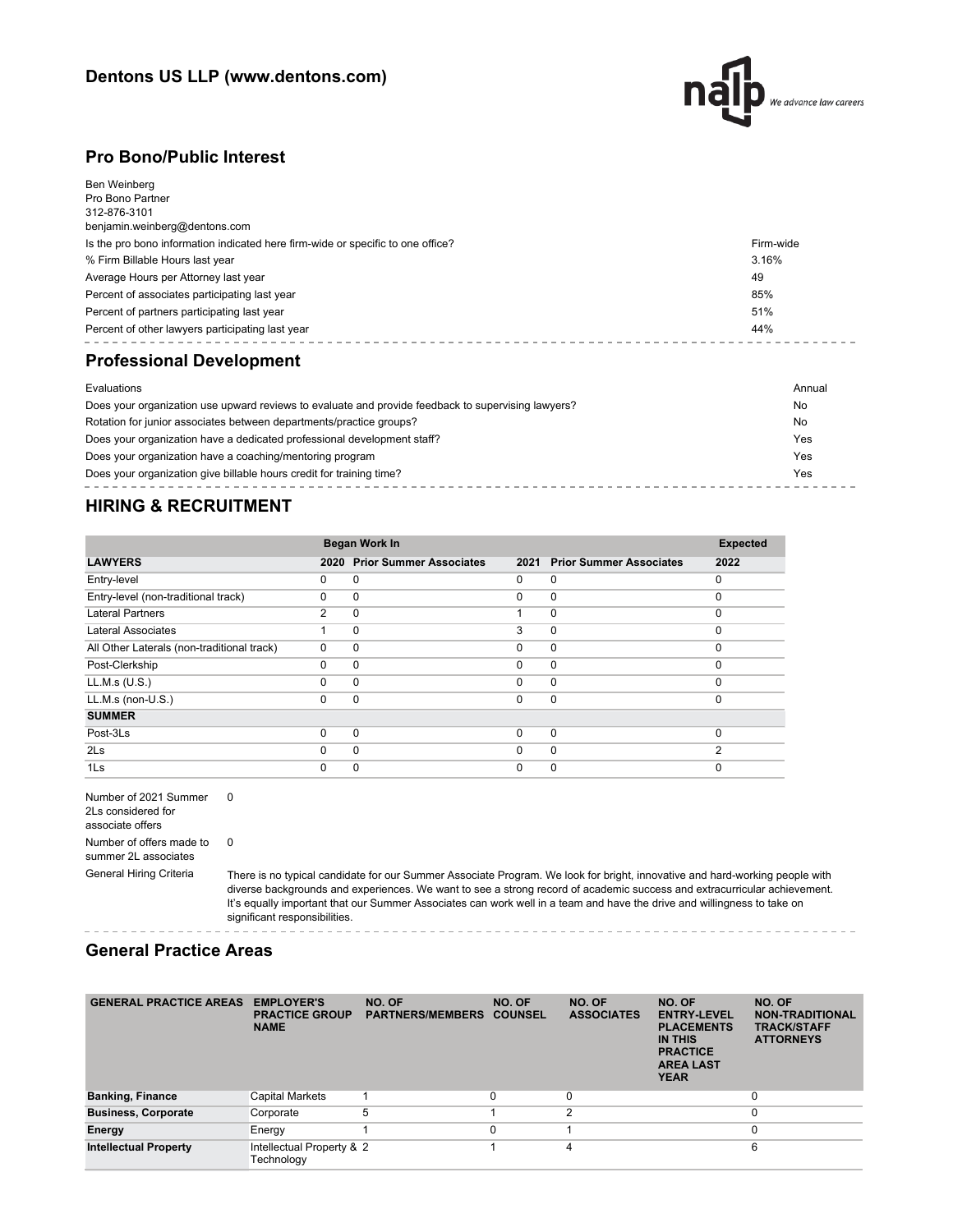## Pro Bono/Public Interest

Ben Weinberg
Pro Bono Partner
312-876-3101
benjamin.weinberg@dentons.com

| | |
|---|---|
| Is the pro bono information indicated here firm-wide or specific to one office? | Firm-wide |
| % Firm Billable Hours last year | 3.16% |
| Average Hours per Attorney last year | 49 |
| Percent of associates participating last year | 85% |
| Percent of partners participating last year | 51% |
| Percent of other lawyers participating last year | 44% |

## Professional Development

| | |
|---|---|
| Evaluations | Annual |
| Does your organization use upward reviews to evaluate and provide feedback to supervising lawyers? | No |
| Rotation for junior associates between departments/practice groups? | No |
| Does your organization have a dedicated professional development staff? | Yes |
| Does your organization have a coaching/mentoring program | Yes |
| Does your organization give billable hours credit for training time? | Yes |

## HIRING & RECRUITMENT

| | Began Work In | | | | Expected |
|---|---|---|---|---|---|
| **LAWYERS** | **2020** | **Prior Summer Associates** | **2021** | **Prior Summer Associates** | **2022** |
| Entry-level | 0 | 0 | 0 | 0 | 0 |
| Entry-level (non-traditional track) | 0 | 0 | 0 | 0 | 0 |
| Lateral Partners | 2 | 0 | 1 | 0 | 0 |
| Lateral Associates | 1 | 0 | 3 | 0 | 0 |
| All Other Laterals (non-traditional track) | 0 | 0 | 0 | 0 | 0 |
| Post-Clerkship | 0 | 0 | 0 | 0 | 0 |
| LL.M.s (U.S.) | 0 | 0 | 0 | 0 | 0 |
| LL.M.s (non-U.S.) | 0 | 0 | 0 | 0 | 0 |
| **SUMMER** | | | | | |
| Post-3Ls | 0 | 0 | 0 | 0 | 0 |
| 2Ls | 0 | 0 | 0 | 0 | 2 |
| 1Ls | 0 | 0 | 0 | 0 | 0 |

| | |
|---|---|
| Number of 2021 Summer 2Ls considered for associate offers | 0 |
| Number of offers made to summer 2L associates | 0 |
| General Hiring Criteria | There is no typical candidate for our Summer Associate Program. We look for bright, innovative and hard-working people with diverse backgrounds and experiences. We want to see a strong record of academic success and extracurricular achievement. It's equally important that our Summer Associates can work well in a team and have the drive and willingness to take on significant responsibilities. |

## General Practice Areas

| GENERAL PRACTICE AREAS | EMPLOYER'S PRACTICE GROUP NAME | NO. OF PARTNERS/MEMBERS | NO. OF COUNSEL | NO. OF ASSOCIATES | NO. OF ENTRY-LEVEL PLACEMENTS IN THIS PRACTICE AREA LAST YEAR | NO. OF NON-TRADITIONAL TRACK/STAFF ATTORNEYS |
|---|---|---|---|---|---|---|
| **Banking, Finance** | Capital Markets | 1 | 0 | 0 | | 0 |
| **Business, Corporate** | Corporate | 5 | 1 | 2 | | 0 |
| **Energy** | Energy | 1 | 0 | 1 | | 0 |
| **Intellectual Property** | Intellectual Property & Technology | 2 | 1 | 4 | | 6 |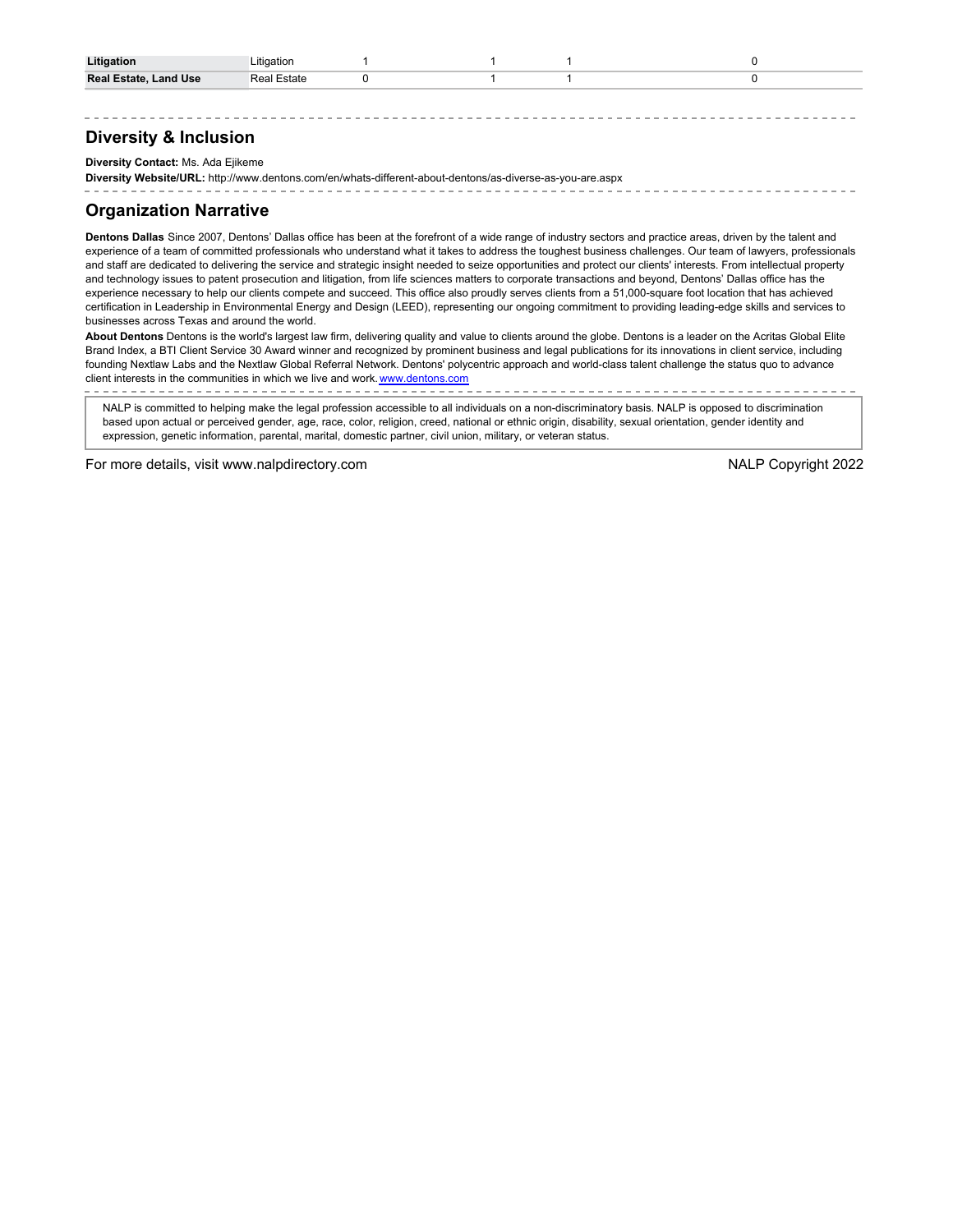| | | | | | |
|---|---|---|---|---|---|
| **Litigation** | Litigation | 1 | 1 | 1 | 0 |
| **Real Estate, Land Use** | Real Estate | 0 | 1 | 1 | 0 |

## Diversity & Inclusion

**Diversity Contact:** Ms. Ada Ejikeme

**Diversity Website/URL:** http://www.dentons.com/en/whats-different-about-dentons/as-diverse-as-you-are.aspx

## Organization Narrative

**Dentons Dallas** Since 2007, Dentons' Dallas office has been at the forefront of a wide range of industry sectors and practice areas, driven by the talent and experience of a team of committed professionals who understand what it takes to address the toughest business challenges. Our team of lawyers, professionals and staff are dedicated to delivering the service and strategic insight needed to seize opportunities and protect our clients' interests. From intellectual property and technology issues to patent prosecution and litigation, from life sciences matters to corporate transactions and beyond, Dentons' Dallas office has the experience necessary to help our clients compete and succeed. This office also proudly serves clients from a 51,000-square foot location that has achieved certification in Leadership in Environmental Energy and Design (LEED), representing our ongoing commitment to providing leading-edge skills and services to businesses across Texas and around the world.

**About Dentons** Dentons is the world's largest law firm, delivering quality and value to clients around the globe. Dentons is a leader on the Acritas Global Elite Brand Index, a BTI Client Service 30 Award winner and recognized by prominent business and legal publications for its innovations in client service, including founding Nextlaw Labs and the Nextlaw Global Referral Network. Dentons' polycentric approach and world-class talent challenge the status quo to advance client interests in the communities in which we live and work. www.dentons.com

NALP is committed to helping make the legal profession accessible to all individuals on a non-discriminatory basis. NALP is opposed to discrimination based upon actual or perceived gender, age, race, color, religion, creed, national or ethnic origin, disability, sexual orientation, gender identity and expression, genetic information, parental, marital, domestic partner, civil union, military, or veteran status.

For more details, visit www.nalpdirectory.com

NALP Copyright 2022